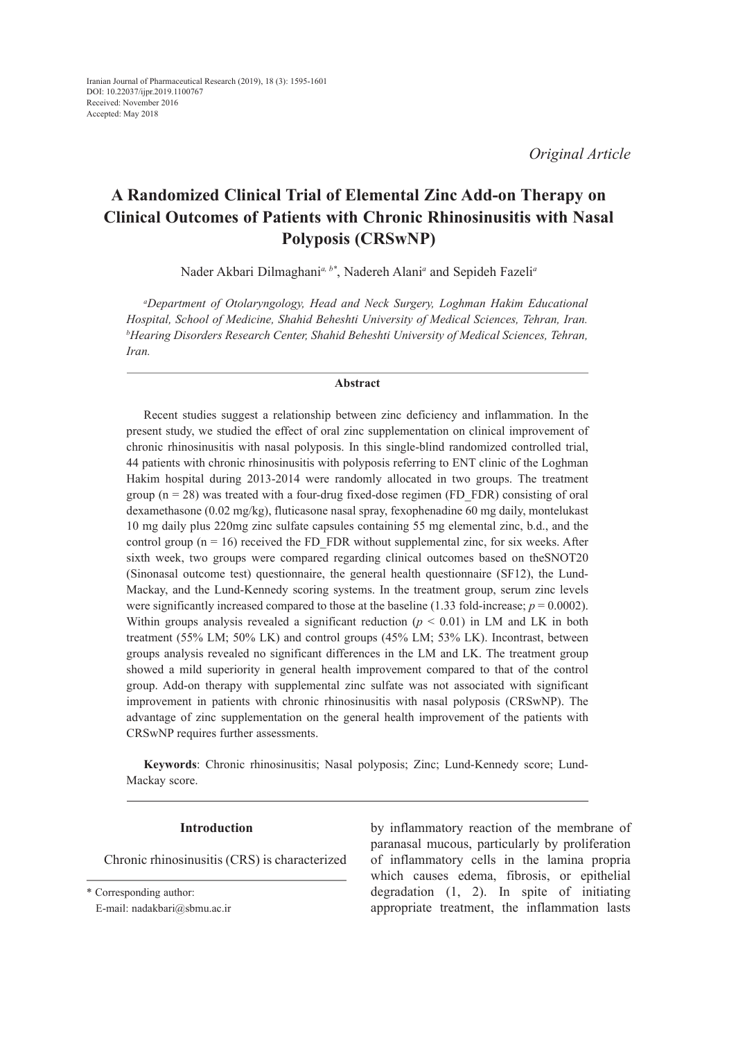*Original Article*

# A Randomized Clinical Trial of Elemental Zinc Add-on Therapy on Clinical Outcomes of Patients with Chronic Rhinosinusitis with Nasal Polyposis (CRSwNP)

Nader Akbari Dilmaghani[a, b*], Nadereh Alani[a] and Sepideh Fazeli[a]

*[a]Department of Otolaryngology, Head and Neck Surgery, Loghman Hakim Educational Hospital, School of Medicine, Shahid Beheshti University of Medical Sciences, Tehran, Iran.*
*[b]Hearing Disorders Research Center, Shahid Beheshti University of Medical Sciences, Tehran, Iran.*

### Abstract

Recent studies suggest a relationship between zinc deficiency and inflammation. In the present study, we studied the effect of oral zinc supplementation on clinical improvement of chronic rhinosinusitis with nasal polyposis. In this single-blind randomized controlled trial, 44 patients with chronic rhinosinusitis with polyposis referring to ENT clinic of the Loghman Hakim hospital during 2013-2014 were randomly allocated in two groups. The treatment group (n = 28) was treated with a four-drug fixed-dose regimen (FD_FDR) consisting of oral dexamethasone (0.02 mg/kg), fluticasone nasal spray, fexophenadine 60 mg daily, montelukast 10 mg daily plus 220mg zinc sulfate capsules containing 55 mg elemental zinc, b.d., and the control group (n = 16) received the FD_FDR without supplemental zinc, for six weeks. After sixth week, two groups were compared regarding clinical outcomes based on theSNOT20 (Sinonasal outcome test) questionnaire, the general health questionnaire (SF12), the Lund-Mackay, and the Lund-Kennedy scoring systems. In the treatment group, serum zinc levels were significantly increased compared to those at the baseline (1.33 fold-increase; $p = 0.0002$). Within groups analysis revealed a significant reduction ($p < 0.01$) in LM and LK in both treatment (55% LM; 50% LK) and control groups (45% LM; 53% LK). Incontrast, between groups analysis revealed no significant differences in the LM and LK. The treatment group showed a mild superiority in general health improvement compared to that of the control group. Add-on therapy with supplemental zinc sulfate was not associated with significant improvement in patients with chronic rhinosinusitis with nasal polyposis (CRSwNP). The advantage of zinc supplementation on the general health improvement of the patients with CRSwNP requires further assessments.

**Keywords**: Chronic rhinosinusitis; Nasal polyposis; Zinc; Lund-Kennedy score; Lund-Mackay score.

## Introduction

Chronic rhinosinusitis (CRS) is characterized by inflammatory reaction of the membrane of paranasal mucous, particularly by proliferation of inflammatory cells in the lamina propria which causes edema, fibrosis, or epithelial degradation (1, 2). In spite of initiating appropriate treatment, the inflammation lasts

\* Corresponding author:
E-mail: nadakbari@sbmu.ac.ir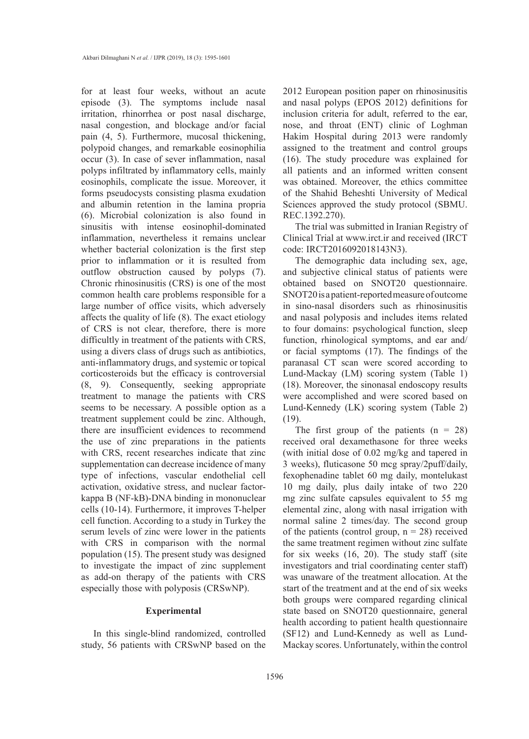for at least four weeks, without an acute episode (3). The symptoms include nasal irritation, rhinorrhea or post nasal discharge, nasal congestion, and blockage and/or facial pain (4, 5). Furthermore, mucosal thickening, polypoid changes, and remarkable eosinophilia occur (3). In case of sever inflammation, nasal polyps infiltrated by inflammatory cells, mainly eosinophils, complicate the issue. Moreover, it forms pseudocysts consisting plasma exudation and albumin retention in the lamina propria (6). Microbial colonization is also found in sinusitis with intense eosinophil-dominated inflammation, nevertheless it remains unclear whether bacterial colonization is the first step prior to inflammation or it is resulted from outflow obstruction caused by polyps (7). Chronic rhinosinusitis (CRS) is one of the most common health care problems responsible for a large number of office visits, which adversely affects the quality of life (8). The exact etiology of CRS is not clear, therefore, there is more difficultly in treatment of the patients with CRS, using a divers class of drugs such as antibiotics, anti-inflammatory drugs, and systemic or topical corticosteroids but the efficacy is controversial (8, 9). Consequently, seeking appropriate treatment to manage the patients with CRS seems to be necessary. A possible option as a treatment supplement could be zinc. Although, there are insufficient evidences to recommend the use of zinc preparations in the patients with CRS, recent researches indicate that zinc supplementation can decrease incidence of many type of infections, vascular endothelial cell activation, oxidative stress, and nuclear factor-kappa B (NF-kB)-DNA binding in mononuclear cells (10-14). Furthermore, it improves T-helper cell function. According to a study in Turkey the serum levels of zinc were lower in the patients with CRS in comparison with the normal population (15). The present study was designed to investigate the impact of zinc supplement as add-on therapy of the patients with CRS especially those with polyposis (CRSwNP).

## Experimental

In this single-blind randomized, controlled study, 56 patients with CRSwNP based on the 2012 European position paper on rhinosinusitis and nasal polyps (EPOS 2012) definitions for inclusion criteria for adult, referred to the ear, nose, and throat (ENT) clinic of Loghman Hakim Hospital during 2013 were randomly assigned to the treatment and control groups (16). The study procedure was explained for all patients and an informed written consent was obtained. Moreover, the ethics committee of the Shahid Beheshti University of Medical Sciences approved the study protocol (SBMU. REC.1392.270).

The trial was submitted in Iranian Registry of Clinical Trial at www.irct.ir and received (IRCT code: IRCT2016092018143N3).

The demographic data including sex, age, and subjective clinical status of patients were obtained based on SNOT20 questionnaire. SNOT20 is a patient-reported measure of outcome in sino-nasal disorders such as rhinosinusitis and nasal polyposis and includes items related to four domains: psychological function, sleep function, rhinological symptoms, and ear and/or facial symptoms (17). The findings of the paranasal CT scan were scored according to Lund-Mackay (LM) scoring system (Table 1) (18). Moreover, the sinonasal endoscopy results were accomplished and were scored based on Lund-Kennedy (LK) scoring system (Table 2) (19).

The first group of the patients (n = 28) received oral dexamethasone for three weeks (with initial dose of 0.02 mg/kg and tapered in 3 weeks), fluticasone 50 mcg spray/2puff/daily, fexophenadine tablet 60 mg daily, montelukast 10 mg daily, plus daily intake of two 220 mg zinc sulfate capsules equivalent to 55 mg elemental zinc, along with nasal irrigation with normal saline 2 times/day. The second group of the patients (control group, n = 28) received the same treatment regimen without zinc sulfate for six weeks (16, 20). The study staff (site investigators and trial coordinating center staff) was unaware of the treatment allocation. At the start of the treatment and at the end of six weeks both groups were compared regarding clinical state based on SNOT20 questionnaire, general health according to patient health questionnaire (SF12) and Lund-Kennedy as well as Lund-Mackay scores. Unfortunately, within the control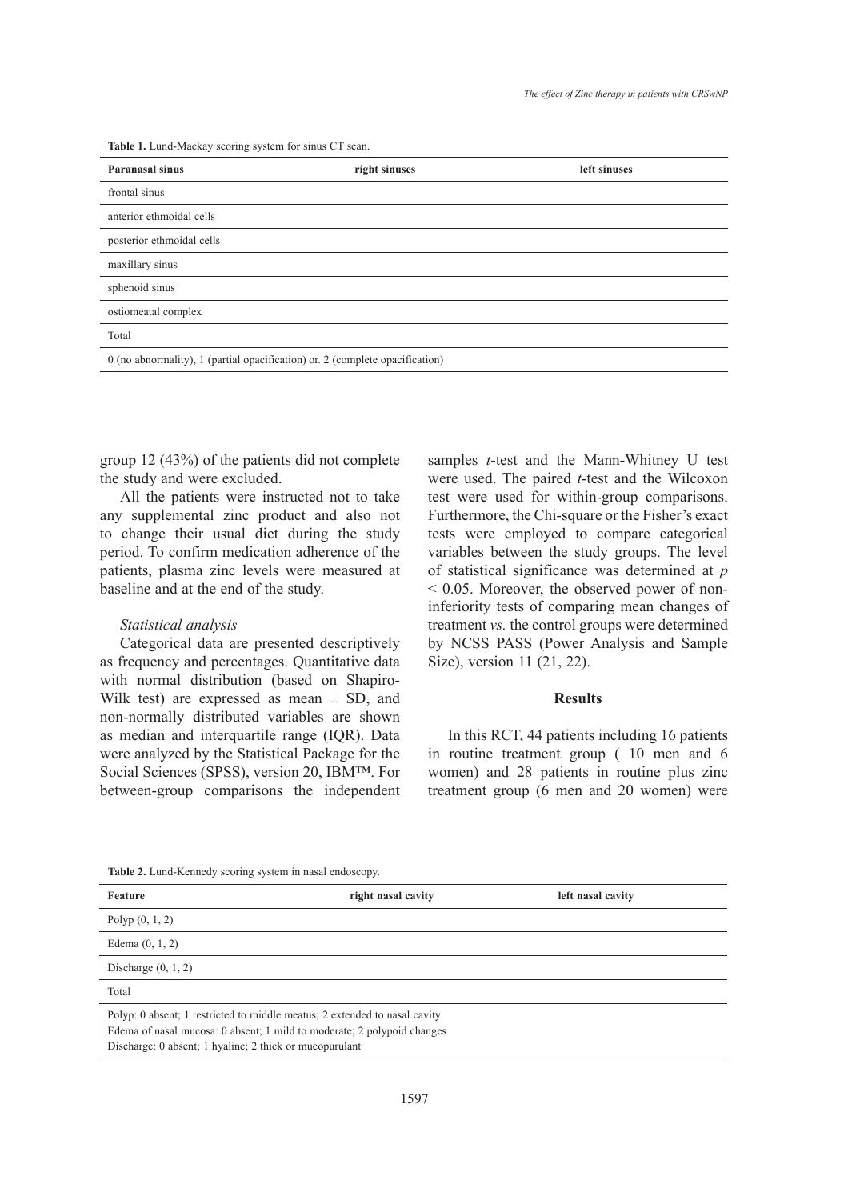**Table 1.** Lund-Mackay scoring system for sinus CT scan.

| Paranasal sinus | right sinuses | left sinuses |
|---|---|---|
| frontal sinus | | |
| anterior ethmoidal cells | | |
| posterior ethmoidal cells | | |
| maxillary sinus | | |
| sphenoid sinus | | |
| ostiomeatal complex | | |
| Total | | |
| 0 (no abnormality), 1 (partial opacification) or. 2 (complete opacification) | | |

group 12 (43%) of the patients did not complete the study and were excluded.

All the patients were instructed not to take any supplemental zinc product and also not to change their usual diet during the study period. To confirm medication adherence of the patients, plasma zinc levels were measured at baseline and at the end of the study.

*Statistical analysis*

Categorical data are presented descriptively as frequency and percentages. Quantitative data with normal distribution (based on Shapiro-Wilk test) are expressed as mean ± SD, and non-normally distributed variables are shown as median and interquartile range (IQR). Data were analyzed by the Statistical Package for the Social Sciences (SPSS), version 20, IBM™. For between-group comparisons the independent samples *t*-test and the Mann-Whitney U test were used. The paired *t*-test and the Wilcoxon test were used for within-group comparisons. Furthermore, the Chi-square or the Fisher's exact tests were employed to compare categorical variables between the study groups. The level of statistical significance was determined at $p < 0.05$. Moreover, the observed power of non-inferiority tests of comparing mean changes of treatment *vs.* the control groups were determined by NCSS PASS (Power Analysis and Sample Size), version 11 (21, 22).

## Results

In this RCT, 44 patients including 16 patients in routine treatment group ( 10 men and 6 women) and 28 patients in routine plus zinc treatment group (6 men and 20 women) were

**Table 2.** Lund-Kennedy scoring system in nasal endoscopy.

| Feature | right nasal cavity | left nasal cavity |
|---|---|---|
| Polyp (0, 1, 2) | | |
| Edema (0, 1, 2) | | |
| Discharge (0, 1, 2) | | |
| Total | | |

Polyp: 0 absent; 1 restricted to middle meatus; 2 extended to nasal cavity
Edema of nasal mucosa: 0 absent; 1 mild to moderate; 2 polypoid changes
Discharge: 0 absent; 1 hyaline; 2 thick or mucopurulant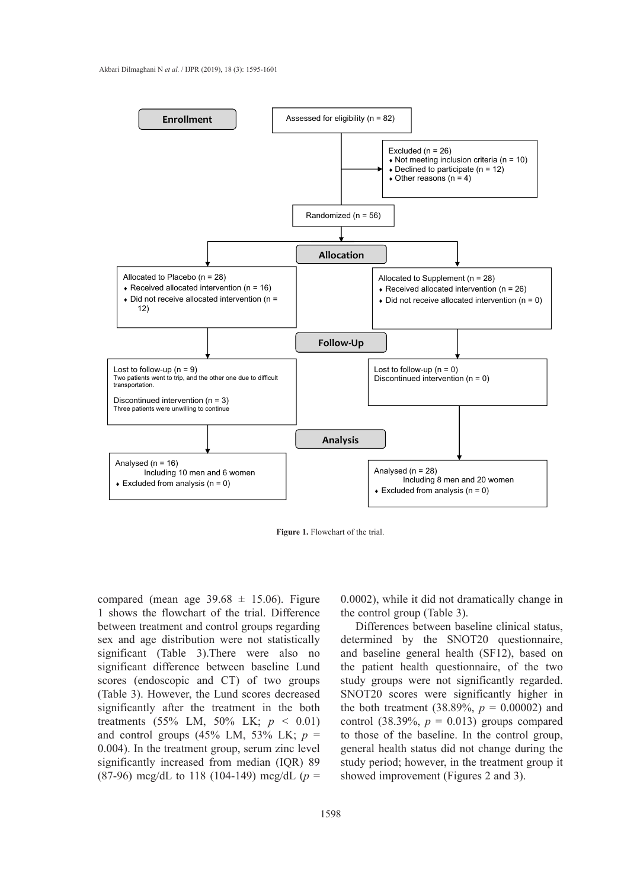**Enrollment**

Assessed for eligibility (n = 82)

Excluded (n = 26)
- Not meeting inclusion criteria (n = 10)
- Declined to participate (n = 12)
- Other reasons (n = 4)

Randomized (n = 56)

**Allocation**

Allocated to Placebo (n = 28)
- Received allocated intervention (n = 16)
- Did not receive allocated intervention (n = 12)

Allocated to Supplement (n = 28)
- Received allocated intervention (n = 26)
- Did not receive allocated intervention (n = 0)

**Follow-Up**

Lost to follow-up (n = 9)
Two patients went to trip, and the other one due to difficult transportation.

Discontinued intervention (n = 3)
Three patients were unwilling to continue

Lost to follow-up (n = 0)
Discontinued intervention (n = 0)

**Analysis**

Analysed (n = 16)
Including 10 men and 6 women
- Excluded from analysis (n = 0)

Analysed (n = 28)
Including 8 men and 20 women
- Excluded from analysis (n = 0)

**Figure 1.** Flowchart of the trial.

compared (mean age 39.68 ± 15.06). Figure 1 shows the flowchart of the trial. Difference between treatment and control groups regarding sex and age distribution were not statistically significant (Table 3).There were also no significant difference between baseline Lund scores (endoscopic and CT) of two groups (Table 3). However, the Lund scores decreased significantly after the treatment in the both treatments (55% LM, 50% LK; $p < 0.01$) and control groups (45% LM, 53% LK; $p = 0.004$). In the treatment group, serum zinc level significantly increased from median (IQR) 89 (87-96) mcg/dL to 118 (104-149) mcg/dL ($p = 0.0002$), while it did not dramatically change in the control group (Table 3).

Differences between baseline clinical status, determined by the SNOT20 questionnaire, and baseline general health (SF12), based on the patient health questionnaire, of the two study groups were not significantly regarded. SNOT20 scores were significantly higher in the both treatment (38.89%, $p = 0.00002$) and control (38.39%, $p = 0.013$) groups compared to those of the baseline. In the control group, general health status did not change during the study period; however, in the treatment group it showed improvement (Figures 2 and 3).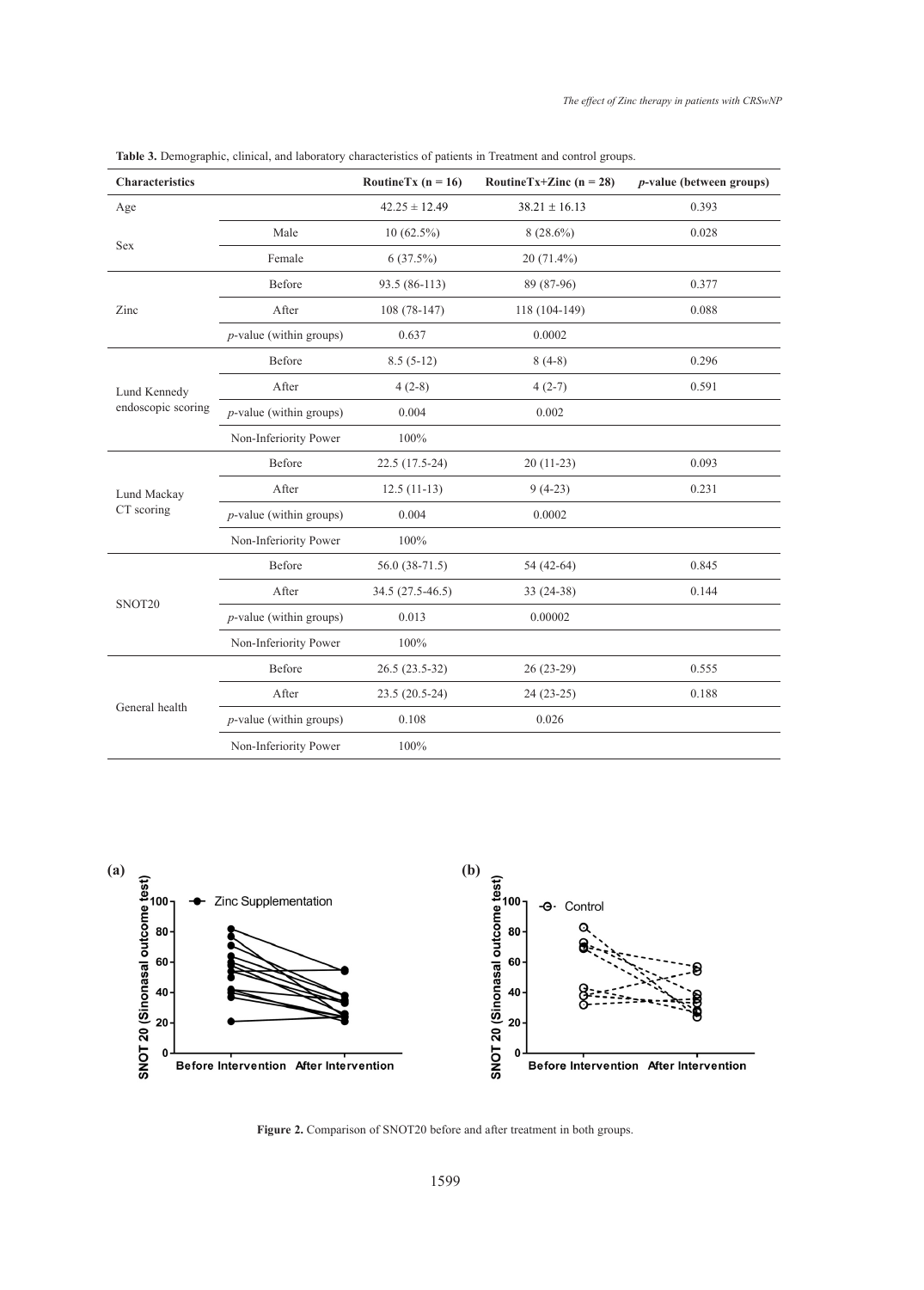**Table 3.** Demographic, clinical, and laboratory characteristics of patients in Treatment and control groups.

| Characteristics | | RoutineTx (n = 16) | RoutineTx+Zinc (n = 28) | *p*-value (between groups) |
|---|---|---|---|---|
| Age | | 42.25 ± 12.49 | 38.21 ± 16.13 | 0.393 |
| Sex | Male | 10 (62.5%) | 8 (28.6%) | 0.028 |
| | Female | 6 (37.5%) | 20 (71.4%) | |
| Zinc | Before | 93.5 (86-113) | 89 (87-96) | 0.377 |
| | After | 108 (78-147) | 118 (104-149) | 0.088 |
| | *p*-value (within groups) | 0.637 | 0.0002 | |
| Lund Kennedy endoscopic scoring | Before | 8.5 (5-12) | 8 (4-8) | 0.296 |
| | After | 4 (2-8) | 4 (2-7) | 0.591 |
| | *p*-value (within groups) | 0.004 | 0.002 | |
| | Non-Inferiority Power | 100% | | |
| Lund Mackay CT scoring | Before | 22.5 (17.5-24) | 20 (11-23) | 0.093 |
| | After | 12.5 (11-13) | 9 (4-23) | 0.231 |
| | *p*-value (within groups) | 0.004 | 0.0002 | |
| | Non-Inferiority Power | 100% | | |
| SNOT20 | Before | 56.0 (38-71.5) | 54 (42-64) | 0.845 |
| | After | 34.5 (27.5-46.5) | 33 (24-38) | 0.144 |
| | *p*-value (within groups) | 0.013 | 0.00002 | |
| | Non-Inferiority Power | 100% | | |
| General health | Before | 26.5 (23.5-32) | 26 (23-29) | 0.555 |
| | After | 23.5 (20.5-24) | 24 (23-25) | 0.188 |
| | *p*-value (within groups) | 0.108 | 0.026 | |
| | Non-Inferiority Power | 100% | | |

**Figure 2.** Comparison of SNOT20 before and after treatment in both groups.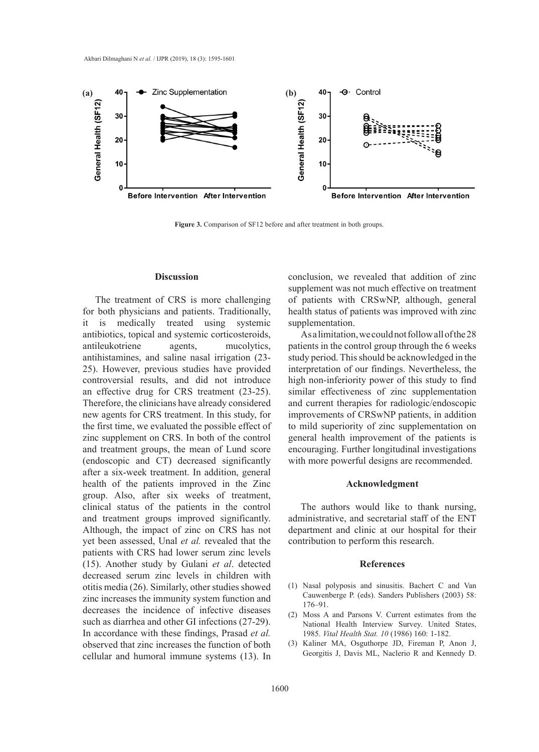Figure 3. Comparison of SF12 before and after treatment in both groups.

## Discussion

The treatment of CRS is more challenging for both physicians and patients. Traditionally, it is medically treated using systemic antibiotics, topical and systemic corticosteroids, antileukotriene agents, mucolytics, antihistamines, and saline nasal irrigation (23-25). However, previous studies have provided controversial results, and did not introduce an effective drug for CRS treatment (23-25). Therefore, the clinicians have already considered new agents for CRS treatment. In this study, for the first time, we evaluated the possible effect of zinc supplement on CRS. In both of the control and treatment groups, the mean of Lund score (endoscopic and CT) decreased significantly after a six-week treatment. In addition, general health of the patients improved in the Zinc group. Also, after six weeks of treatment, clinical status of the patients in the control and treatment groups improved significantly. Although, the impact of zinc on CRS has not yet been assessed, Unal *et al.* revealed that the patients with CRS had lower serum zinc levels (15). Another study by Gulani *et al*. detected decreased serum zinc levels in children with otitis media (26). Similarly, other studies showed zinc increases the immunity system function and decreases the incidence of infective diseases such as diarrhea and other GI infections (27-29). In accordance with these findings, Prasad *et al.* observed that zinc increases the function of both cellular and humoral immune systems (13). In conclusion, we revealed that addition of zinc supplement was not much effective on treatment of patients with CRSwNP, although, general health status of patients was improved with zinc supplementation.

As a limitation, we could not follow all of the 28 patients in the control group through the 6 weeks study period. This should be acknowledged in the interpretation of our findings. Nevertheless, the high non-inferiority power of this study to find similar effectiveness of zinc supplementation and current therapies for radiologic/endoscopic improvements of CRSwNP patients, in addition to mild superiority of zinc supplementation on general health improvement of the patients is encouraging. Further longitudinal investigations with more powerful designs are recommended.

## Acknowledgment

The authors would like to thank nursing, administrative, and secretarial staff of the ENT department and clinic at our hospital for their contribution to perform this research.

## References

(1) Nasal polyposis and sinusitis. Bachert C and Van Cauwenberge P. (eds). Sanders Publishers (2003) 58: 176–91.

(2) Moss A and Parsons V. Current estimates from the National Health Interview Survey. United States, 1985. *Vital Health Stat. 10* (1986) 160: 1-182.

(3) Kaliner MA, Osguthorpe JD, Fireman P, Anon J, Georgitis J, Davis ML, Naclerio R and Kennedy D.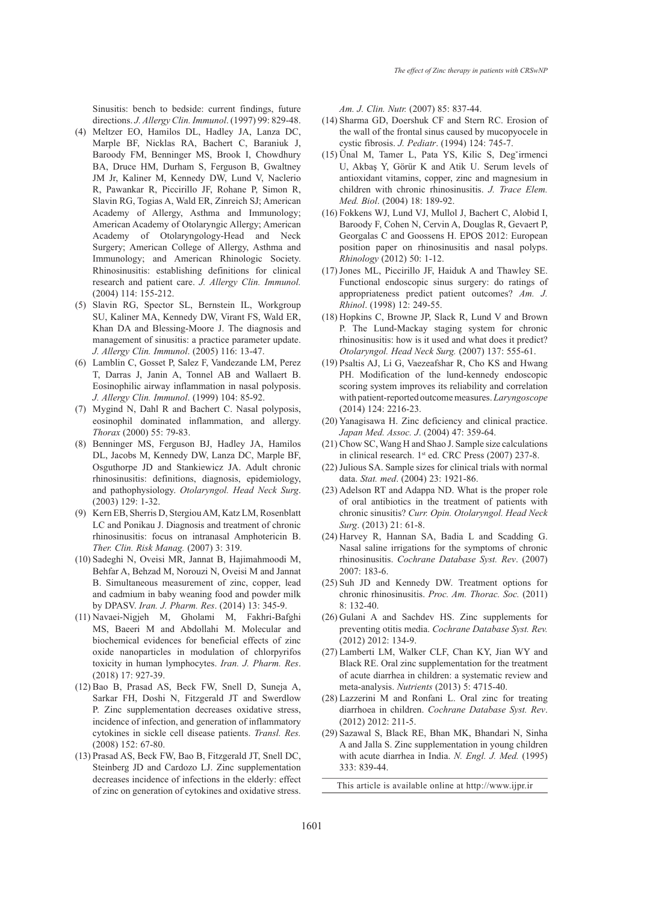Sinusitis: bench to bedside: current findings, future directions. *J. Allergy Clin. Immunol*. (1997) 99: 829-48.

(4) Meltzer EO, Hamilos DL, Hadley JA, Lanza DC, Marple BF, Nicklas RA, Bachert C, Baraniuk J, Baroody FM, Benninger MS, Brook I, Chowdhury BA, Druce HM, Durham S, Ferguson B, Gwaltney JM Jr, Kaliner M, Kennedy DW, Lund V, Naclerio R, Pawankar R, Piccirillo JF, Rohane P, Simon R, Slavin RG, Togias A, Wald ER, Zinreich SJ; American Academy of Allergy, Asthma and Immunology; American Academy of Otolaryngic Allergy; American Academy of Otolaryngology-Head and Neck Surgery; American College of Allergy, Asthma and Immunology; and American Rhinologic Society. Rhinosinusitis: establishing definitions for clinical research and patient care. *J. Allergy Clin. Immunol.* (2004) 114: 155-212.

(5) Slavin RG, Spector SL, Bernstein IL, Workgroup SU, Kaliner MA, Kennedy DW, Virant FS, Wald ER, Khan DA and Blessing-Moore J. The diagnosis and management of sinusitis: a practice parameter update. *J. Allergy Clin. Immunol*. (2005) 116: 13-47.

(6) Lamblin C, Gosset P, Salez F, Vandezande LM, Perez T, Darras J, Janin A, Tonnel AB and Wallaert B. Eosinophilic airway inflammation in nasal polyposis. *J. Allergy Clin. Immunol*. (1999) 104: 85-92.

(7) Mygind N, Dahl R and Bachert C. Nasal polyposis, eosinophil dominated inflammation, and allergy. *Thorax* (2000) 55: 79-83.

(8) Benninger MS, Ferguson BJ, Hadley JA, Hamilos DL, Jacobs M, Kennedy DW, Lanza DC, Marple BF, Osguthorpe JD and Stankiewicz JA. Adult chronic rhinosinusitis: definitions, diagnosis, epidemiology, and pathophysiology. *Otolaryngol. Head Neck Surg*. (2003) 129: 1-32.

(9) Kern EB, Sherris D, Stergiou AM, Katz LM, Rosenblatt LC and Ponikau J. Diagnosis and treatment of chronic rhinosinusitis: focus on intranasal Amphotericin B. *Ther. Clin. Risk Manag.* (2007) 3: 319.

(10) Sadeghi N, Oveisi MR, Jannat B, Hajimahmoodi M, Behfar A, Behzad M, Norouzi N, Oveisi M and Jannat B. Simultaneous measurement of zinc, copper, lead and cadmium in baby weaning food and powder milk by DPASV. *Iran. J. Pharm. Res*. (2014) 13: 345-9.

(11) Navaei-Nigjeh M, Gholami M, Fakhri-Bafghi MS, Baeeri M and Abdollahi M. Molecular and biochemical evidences for beneficial effects of zinc oxide nanoparticles in modulation of chlorpyrifos toxicity in human lymphocytes. *Iran. J. Pharm. Res*. (2018) 17: 927-39.

(12) Bao B, Prasad AS, Beck FW, Snell D, Suneja A, Sarkar FH, Doshi N, Fitzgerald JT and Swerdlow P. Zinc supplementation decreases oxidative stress, incidence of infection, and generation of inflammatory cytokines in sickle cell disease patients. *Transl. Res.* (2008) 152: 67-80.

(13) Prasad AS, Beck FW, Bao B, Fitzgerald JT, Snell DC, Steinberg JD and Cardozo LJ. Zinc supplementation decreases incidence of infections in the elderly: effect of zinc on generation of cytokines and oxidative stress. *Am. J. Clin. Nutr.* (2007) 85: 837-44.

(14) Sharma GD, Doershuk CF and Stern RC. Erosion of the wall of the frontal sinus caused by mucopyocele in cystic fibrosis. *J. Pediatr*. (1994) 124: 745-7.

(15) Ünal M, Tamer L, Pata YS, Kilic S, Değirmenci U, Akbaş Y, Görür K and Atik U. Serum levels of antioxidant vitamins, copper, zinc and magnesium in children with chronic rhinosinusitis. *J. Trace Elem. Med. Biol*. (2004) 18: 189-92.

(16) Fokkens WJ, Lund VJ, Mullol J, Bachert C, Alobid I, Baroody F, Cohen N, Cervin A, Douglas R, Gevaert P, Georgalas C and Goossens H. EPOS 2012: European position paper on rhinosinusitis and nasal polyps. *Rhinology* (2012) 50: 1-12.

(17) Jones ML, Piccirillo JF, Haiduk A and Thawley SE. Functional endoscopic sinus surgery: do ratings of appropriateness predict patient outcomes? *Am. J. Rhinol*. (1998) 12: 249-55.

(18) Hopkins C, Browne JP, Slack R, Lund V and Brown P. The Lund-Mackay staging system for chronic rhinosinusitis: how is it used and what does it predict? *Otolaryngol. Head Neck Surg.* (2007) 137: 555-61.

(19) Psaltis AJ, Li G, Vaezeafshar R, Cho KS and Hwang PH. Modification of the lund-kennedy endoscopic scoring system improves its reliability and correlation with patient-reported outcome measures. *Laryngoscope* (2014) 124: 2216-23.

(20) Yanagisawa H. Zinc deficiency and clinical practice. *Japan Med. Assoc. J*. (2004) 47: 359-64.

(21) Chow SC, Wang H and Shao J. Sample size calculations in clinical research. 1st ed. CRC Press (2007) 237-8.

(22) Julious SA. Sample sizes for clinical trials with normal data. *Stat. med*. (2004) 23: 1921-86.

(23) Adelson RT and Adappa ND. What is the proper role of oral antibiotics in the treatment of patients with chronic sinusitis? *Curr. Opin. Otolaryngol. Head Neck Surg*. (2013) 21: 61-8.

(24) Harvey R, Hannan SA, Badia L and Scadding G. Nasal saline irrigations for the symptoms of chronic rhinosinusitis. *Cochrane Database Syst. Rev*. (2007) 2007: 183-6.

(25) Suh JD and Kennedy DW. Treatment options for chronic rhinosinusitis. *Proc. Am. Thorac. Soc.* (2011) 8: 132-40.

(26) Gulani A and Sachdev HS. Zinc supplements for preventing otitis media. *Cochrane Database Syst. Rev.* (2012) 2012: 134-9.

(27) Lamberti LM, Walker CLF, Chan KY, Jian WY and Black RE. Oral zinc supplementation for the treatment of acute diarrhea in children: a systematic review and meta-analysis. *Nutrients* (2013) 5: 4715-40.

(28) Lazzerini M and Ronfani L. Oral zinc for treating diarrhoea in children. *Cochrane Database Syst. Rev*. (2012) 2012: 211-5.

(29) Sazawal S, Black RE, Bhan MK, Bhandari N, Sinha A and Jalla S. Zinc supplementation in young children with acute diarrhea in India. *N. Engl. J. Med.* (1995) 333: 839-44.

This article is available online at http://www.ijpr.ir